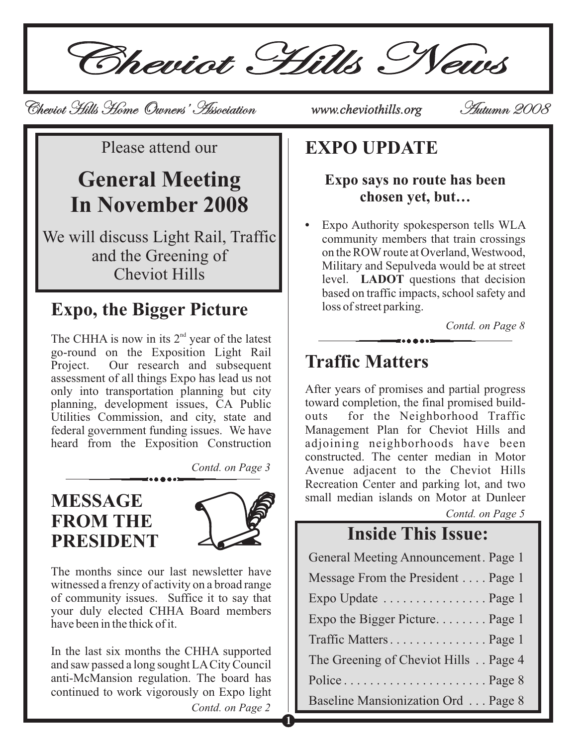# Cheviot Hills News

Cheviot Hills Home Owners' Association www.cheviothills.org Autumn 2008

Please attend our

## General Meeting In November 2008

We will discuss Light Rail, Traffic and the Greening of Cheviot Hills

## Expo, the Bigger Picture

The CHHA is now in its 2nd year of the latest go-round on the Exposition Light Rail Project. Our research and subsequent assessment of all things Expo has lead us not only into transportation planning but city planning, development issues, CA Public Utilities Commission, and city, state and federal government funding issues. We have heard from the Exposition Construction

*Contd. on Page 3*

## MESSAGE FROM THE PRESIDENT

The months since our last newsletter have witnessed a frenzy of activity on a broad range of community issues. Suffice it to say that your duly elected CHHA Board members have been in the thick of it.

In the last six months the CHHA supported and saw passed a long sought LA City Council anti-McMansion regulation. The board has continued to work vigorously on Expo light

*Contd. on Page 2*

## EXPO UPDATE

### Expo says no route has been chosen yet, but…

- Expo Authority spokesperson tells WLA community members that train crossings on the ROW route at Overland, Westwood, Military and Sepulveda would be at street level. **LADOT** questions that decision based on traffic impacts, school safety and loss of street parking.

*Contd. on Page 8*

## Traffic Matters

After years of promises and partial progress toward completion, the final promised build-outs for the Neighborhood Traffic Management Plan for Cheviot Hills and adjoining neighborhoods have been constructed. The center median in Motor Avenue adjacent to the Cheviot Hills Recreation Center and parking lot, and two small median islands on Motor at Dunleer

*Contd. on Page 5*

## Inside This Issue:

| | |
|---|---|
| General Meeting Announcement | Page 1 |
| Message From the President | Page 1 |
| Expo Update | Page 1 |
| Expo the Bigger Picture | Page 1 |
| Traffic Matters | Page 1 |
| The Greening of Cheviot Hills | Page 4 |
| Police | Page 8 |
| Baseline Mansionization Ord | Page 8 |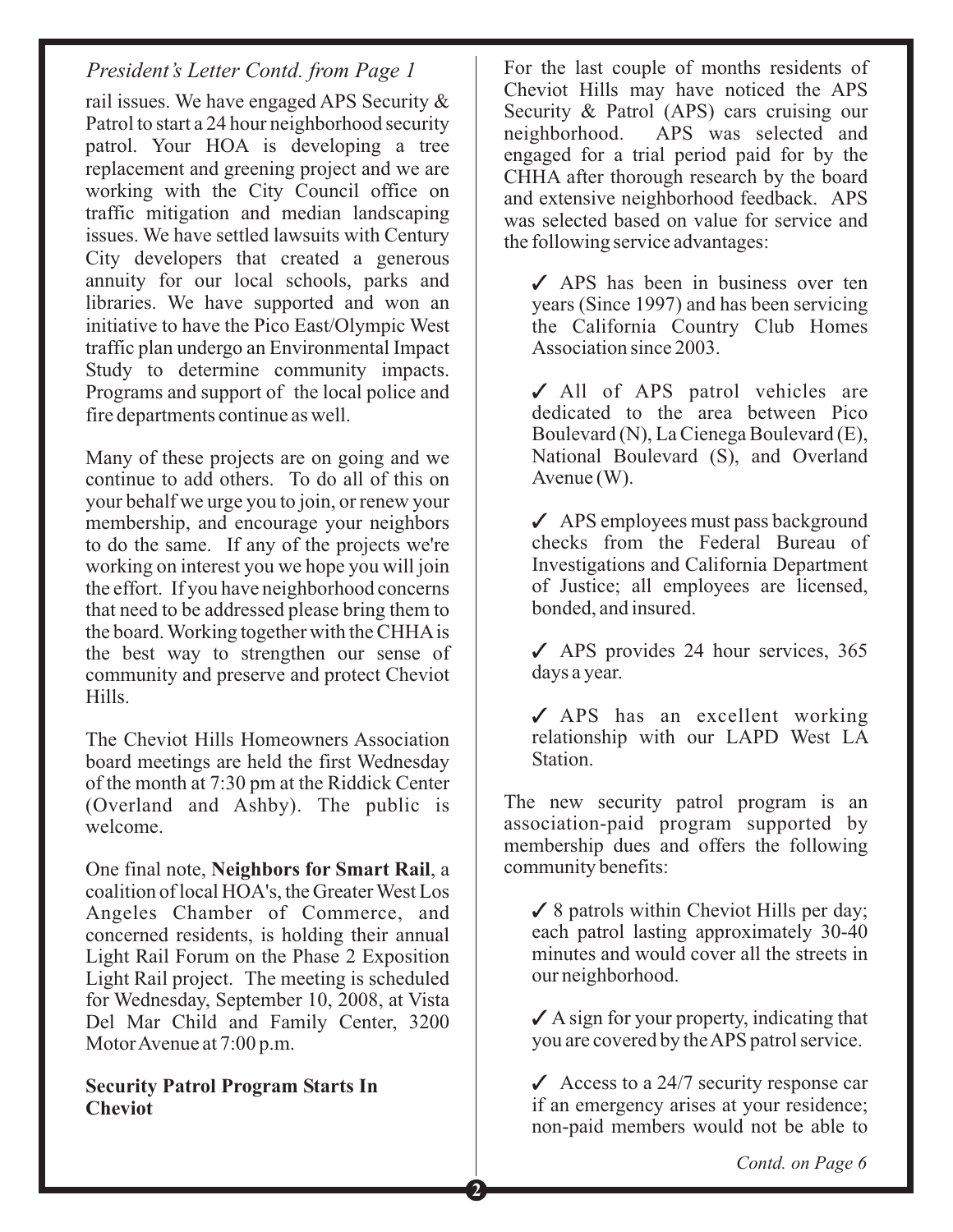*President's Letter Contd. from Page 1*

rail issues. We have engaged APS Security & Patrol to start a 24 hour neighborhood security patrol. Your HOA is developing a tree replacement and greening project and we are working with the City Council office on traffic mitigation and median landscaping issues. We have settled lawsuits with Century City developers that created a generous annuity for our local schools, parks and libraries. We have supported and won an initiative to have the Pico East/Olympic West traffic plan undergo an Environmental Impact Study to determine community impacts. Programs and support of the local police and fire departments continue as well.

Many of these projects are on going and we continue to add others. To do all of this on your behalf we urge you to join, or renew your membership, and encourage your neighbors to do the same. If any of the projects we're working on interest you we hope you will join the effort. If you have neighborhood concerns that need to be addressed please bring them to the board. Working together with the CHHA is the best way to strengthen our sense of community and preserve and protect Cheviot Hills.

The Cheviot Hills Homeowners Association board meetings are held the first Wednesday of the month at 7:30 pm at the Riddick Center (Overland and Ashby). The public is welcome.

One final note, **Neighbors for Smart Rail**, a coalition of local HOA's, the Greater West Los Angeles Chamber of Commerce, and concerned residents, is holding their annual Light Rail Forum on the Phase 2 Exposition Light Rail project. The meeting is scheduled for Wednesday, September 10, 2008, at Vista Del Mar Child and Family Center, 3200 Motor Avenue at 7:00 p.m.

**Security Patrol Program Starts In Cheviot**

For the last couple of months residents of Cheviot Hills may have noticed the APS Security & Patrol (APS) cars cruising our neighborhood. APS was selected and engaged for a trial period paid for by the CHHA after thorough research by the board and extensive neighborhood feedback. APS was selected based on value for service and the following service advantages:

- ✓ APS has been in business over ten years (Since 1997) and has been servicing the California Country Club Homes Association since 2003.
- ✓ All of APS patrol vehicles are dedicated to the area between Pico Boulevard (N), La Cienega Boulevard (E), National Boulevard (S), and Overland Avenue (W).
- ✓ APS employees must pass background checks from the Federal Bureau of Investigations and California Department of Justice; all employees are licensed, bonded, and insured.
- ✓ APS provides 24 hour services, 365 days a year.
- ✓ APS has an excellent working relationship with our LAPD West LA Station.

The new security patrol program is an association-paid program supported by membership dues and offers the following community benefits:

- ✓ 8 patrols within Cheviot Hills per day; each patrol lasting approximately 30-40 minutes and would cover all the streets in our neighborhood.
- ✓ A sign for your property, indicating that you are covered by the APS patrol service.
- ✓ Access to a 24/7 security response car if an emergency arises at your residence; non-paid members would not be able to

*Contd. on Page 6*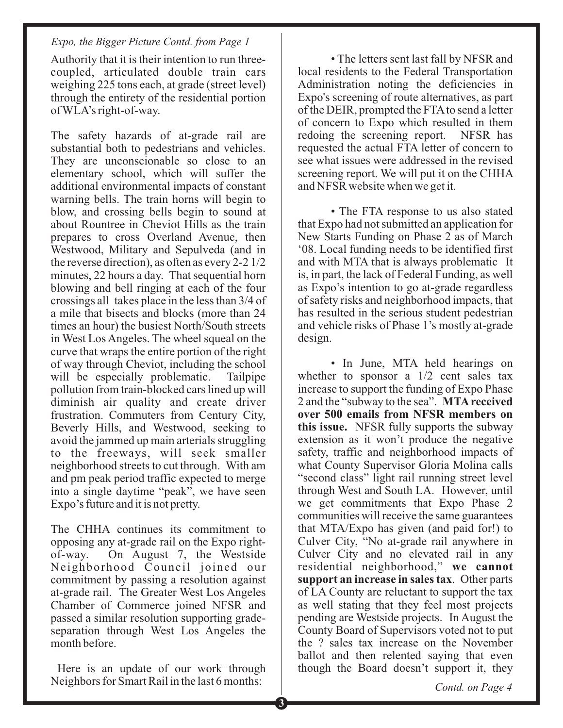*Expo, the Bigger Picture Contd. from Page 1*

Authority that it is their intention to run three-coupled, articulated double train cars weighing 225 tons each, at grade (street level) through the entirety of the residential portion of WLA's right-of-way.

The safety hazards of at-grade rail are substantial both to pedestrians and vehicles. They are unconscionable so close to an elementary school, which will suffer the additional environmental impacts of constant warning bells. The train horns will begin to blow, and crossing bells begin to sound at about Rountree in Cheviot Hills as the train prepares to cross Overland Avenue, then Westwood, Military and Sepulveda (and in the reverse direction), as often as every 2-2 1/2 minutes, 22 hours a day. That sequential horn blowing and bell ringing at each of the four crossings all takes place in the less than 3/4 of a mile that bisects and blocks (more than 24 times an hour) the busiest North/South streets in West Los Angeles. The wheel squeal on the curve that wraps the entire portion of the right of way through Cheviot, including the school will be especially problematic. Tailpipe pollution from train-blocked cars lined up will diminish air quality and create driver frustration. Commuters from Century City, Beverly Hills, and Westwood, seeking to avoid the jammed up main arterials struggling to the freeways, will seek smaller neighborhood streets to cut through. With am and pm peak period traffic expected to merge into a single daytime "peak", we have seen Expo's future and it is not pretty.

The CHHA continues its commitment to opposing any at-grade rail on the Expo right-of-way. On August 7, the Westside Neighborhood Council joined our commitment by passing a resolution against at-grade rail. The Greater West Los Angeles Chamber of Commerce joined NFSR and passed a similar resolution supporting grade-separation through West Los Angeles the month before.

Here is an update of our work through Neighbors for Smart Rail in the last 6 months:

- The letters sent last fall by NFSR and local residents to the Federal Transportation Administration noting the deficiencies in Expo's screening of route alternatives, as part of the DEIR, prompted the FTA to send a letter of concern to Expo which resulted in them redoing the screening report. NFSR has requested the actual FTA letter of concern to see what issues were addressed in the revised screening report. We will put it on the CHHA and NFSR website when we get it.

- The FTA response to us also stated that Expo had not submitted an application for New Starts Funding on Phase 2 as of March '08. Local funding needs to be identified first and with MTA that is always problematic It is, in part, the lack of Federal Funding, as well as Expo's intention to go at-grade regardless of safety risks and neighborhood impacts, that has resulted in the serious student pedestrian and vehicle risks of Phase 1's mostly at-grade design.

- In June, MTA held hearings on whether to sponsor a 1/2 cent sales tax increase to support the funding of Expo Phase 2 and the "subway to the sea". **MTA received over 500 emails from NFSR members on this issue.** NFSR fully supports the subway extension as it won't produce the negative safety, traffic and neighborhood impacts of what County Supervisor Gloria Molina calls "second class" light rail running street level through West and South LA. However, until we get commitments that Expo Phase 2 communities will receive the same guarantees that MTA/Expo has given (and paid for!) to Culver City, "No at-grade rail anywhere in Culver City and no elevated rail in any residential neighborhood," **we cannot support an increase in sales tax**. Other parts of LA County are reluctant to support the tax as well stating that they feel most projects pending are Westside projects. In August the County Board of Supervisors voted not to put the ? sales tax increase on the November ballot and then relented saying that even though the Board doesn't support it, they

*Contd. on Page 4*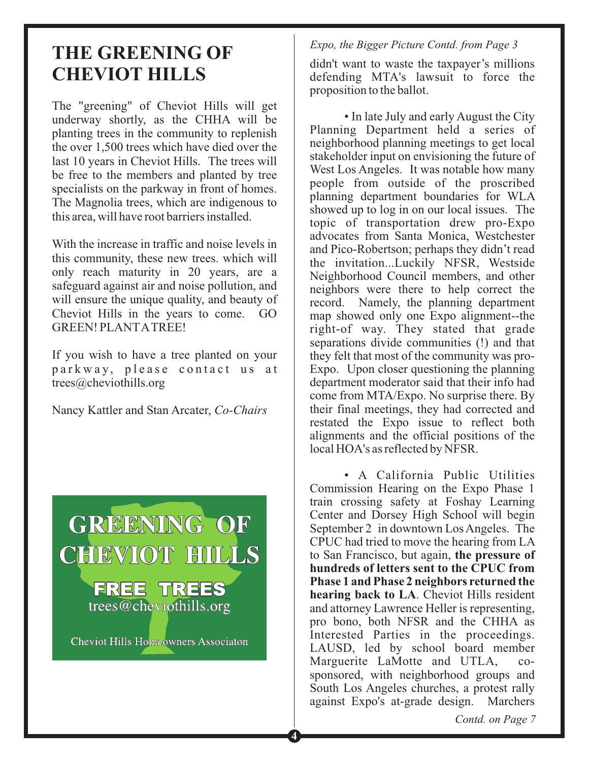# THE GREENING OF CHEVIOT HILLS

The "greening" of Cheviot Hills will get underway shortly, as the CHHA will be planting trees in the community to replenish the over 1,500 trees which have died over the last 10 years in Cheviot Hills. The trees will be free to the members and planted by tree specialists on the parkway in front of homes. The Magnolia trees, which are indigenous to this area, will have root barriers installed.

With the increase in traffic and noise levels in this community, these new trees. which will only reach maturity in 20 years, are a safeguard against air and noise pollution, and will ensure the unique quality, and beauty of Cheviot Hills in the years to come. GO GREEN! PLANT A TREE!

If you wish to have a tree planted on your parkway, please contact us at trees@cheviothills.org

Nancy Kattler and Stan Arcater, *Co-Chairs*

**GREENING OF CHEVIOT HILLS**

**FREE TREES**

trees@cheviothills.org

Cheviot Hills Homeowners Associaton

*Expo, the Bigger Picture Contd. from Page 3*

didn't want to waste the taxpayer's millions defending MTA's lawsuit to force the proposition to the ballot.

• In late July and early August the City Planning Department held a series of neighborhood planning meetings to get local stakeholder input on envisioning the future of West Los Angeles. It was notable how many people from outside of the proscribed planning department boundaries for WLA showed up to log in on our local issues. The topic of transportation drew pro-Expo advocates from Santa Monica, Westchester and Pico-Robertson; perhaps they didn't read the invitation...Luckily NFSR, Westside Neighborhood Council members, and other neighbors were there to help correct the record. Namely, the planning department map showed only one Expo alignment--the right-of way. They stated that grade separations divide communities (!) and that they felt that most of the community was pro-Expo. Upon closer questioning the planning department moderator said that their info had come from MTA/Expo. No surprise there. By their final meetings, they had corrected and restated the Expo issue to reflect both alignments and the official positions of the local HOA's as reflected by NFSR.

• A California Public Utilities Commission Hearing on the Expo Phase 1 train crossing safety at Foshay Learning Center and Dorsey High School will begin September 2 in downtown Los Angeles. The CPUC had tried to move the hearing from LA to San Francisco, but again, **the pressure of hundreds of letters sent to the CPUC from Phase 1 and Phase 2 neighbors returned the hearing back to LA**. Cheviot Hills resident and attorney Lawrence Heller is representing, pro bono, both NFSR and the CHHA as Interested Parties in the proceedings. LAUSD, led by school board member Marguerite LaMotte and UTLA, co-sponsored, with neighborhood groups and South Los Angeles churches, a protest rally against Expo's at-grade design. Marchers

*Contd. on Page 7*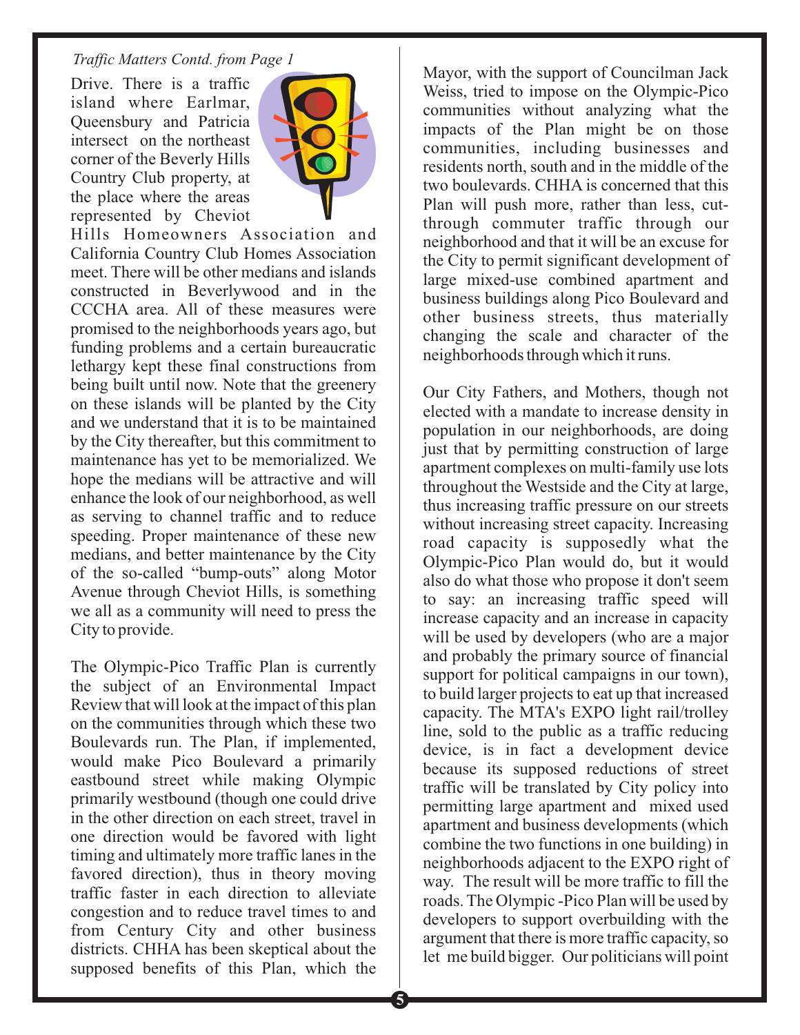*Traffic Matters Contd. from Page 1*

Drive. There is a traffic island where Earlmar, Queensbury and Patricia intersect on the northeast corner of the Beverly Hills Country Club property, at the place where the areas represented by Cheviot Hills Homeowners Association and California Country Club Homes Association meet. There will be other medians and islands constructed in Beverlywood and in the CCCHA area. All of these measures were promised to the neighborhoods years ago, but funding problems and a certain bureaucratic lethargy kept these final constructions from being built until now. Note that the greenery on these islands will be planted by the City and we understand that it is to be maintained by the City thereafter, but this commitment to maintenance has yet to be memorialized. We hope the medians will be attractive and will enhance the look of our neighborhood, as well as serving to channel traffic and to reduce speeding. Proper maintenance of these new medians, and better maintenance by the City of the so-called "bump-outs" along Motor Avenue through Cheviot Hills, is something we all as a community will need to press the City to provide.

The Olympic-Pico Traffic Plan is currently the subject of an Environmental Impact Review that will look at the impact of this plan on the communities through which these two Boulevards run. The Plan, if implemented, would make Pico Boulevard a primarily eastbound street while making Olympic primarily westbound (though one could drive in the other direction on each street, travel in one direction would be favored with light timing and ultimately more traffic lanes in the favored direction), thus in theory moving traffic faster in each direction to alleviate congestion and to reduce travel times to and from Century City and other business districts. CHHA has been skeptical about the supposed benefits of this Plan, which the Mayor, with the support of Councilman Jack Weiss, tried to impose on the Olympic-Pico communities without analyzing what the impacts of the Plan might be on those communities, including businesses and residents north, south and in the middle of the two boulevards. CHHA is concerned that this Plan will push more, rather than less, cut-through commuter traffic through our neighborhood and that it will be an excuse for the City to permit significant development of large mixed-use combined apartment and business buildings along Pico Boulevard and other business streets, thus materially changing the scale and character of the neighborhoods through which it runs.

Our City Fathers, and Mothers, though not elected with a mandate to increase density in population in our neighborhoods, are doing just that by permitting construction of large apartment complexes on multi-family use lots throughout the Westside and the City at large, thus increasing traffic pressure on our streets without increasing street capacity. Increasing road capacity is supposedly what the Olympic-Pico Plan would do, but it would also do what those who propose it don't seem to say: an increasing traffic speed will increase capacity and an increase in capacity will be used by developers (who are a major and probably the primary source of financial support for political campaigns in our town), to build larger projects to eat up that increased capacity. The MTA's EXPO light rail/trolley line, sold to the public as a traffic reducing device, is in fact a development device because its supposed reductions of street traffic will be translated by City policy into permitting large apartment and mixed used apartment and business developments (which combine the two functions in one building) in neighborhoods adjacent to the EXPO right of way. The result will be more traffic to fill the roads. The Olympic -Pico Plan will be used by developers to support overbuilding with the argument that there is more traffic capacity, so let me build bigger. Our politicians will point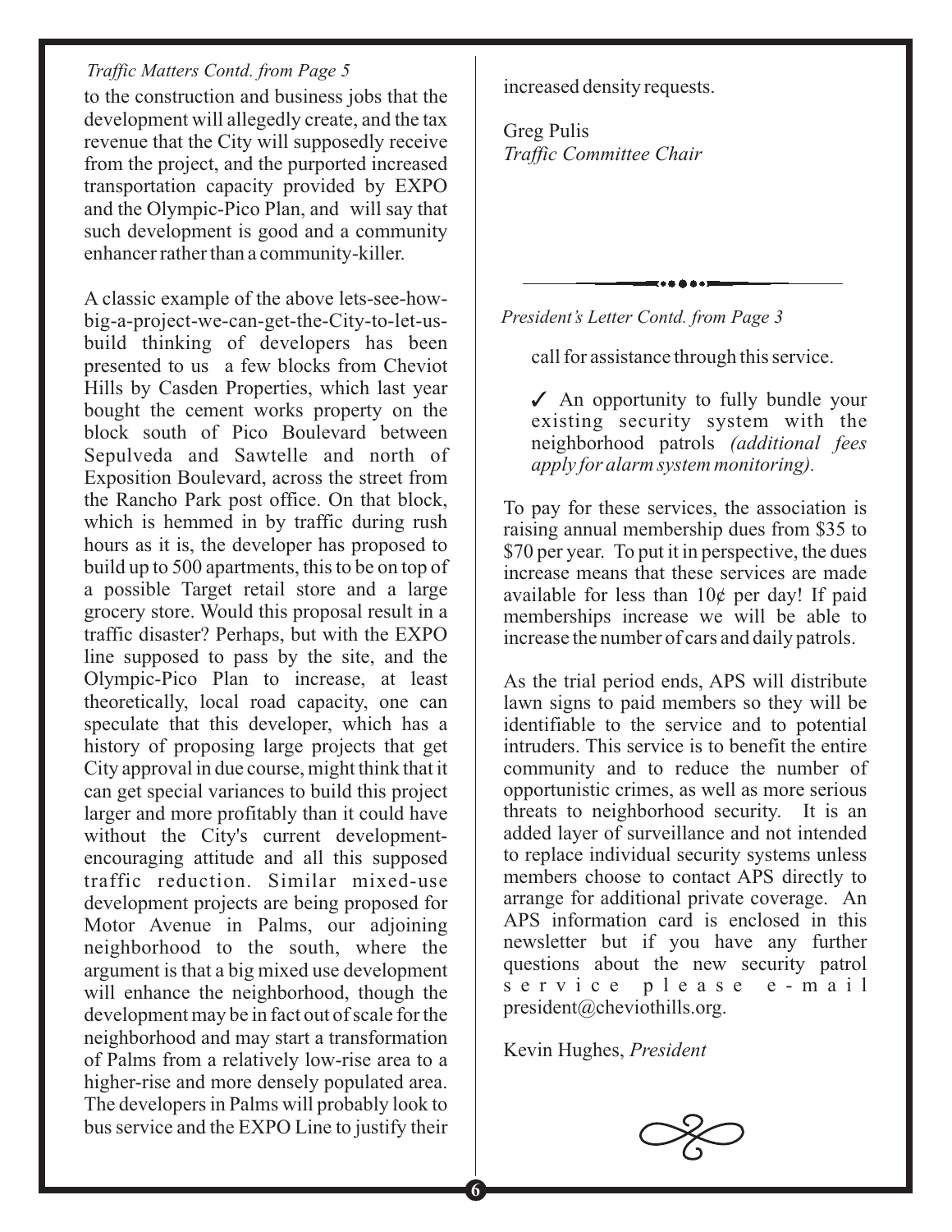*Traffic Matters Contd. from Page 5*

to the construction and business jobs that the development will allegedly create, and the tax revenue that the City will supposedly receive from the project, and the purported increased transportation capacity provided by EXPO and the Olympic-Pico Plan, and will say that such development is good and a community enhancer rather than a community-killer.

A classic example of the above lets-see-how-big-a-project-we-can-get-the-City-to-let-us-build thinking of developers has been presented to us a few blocks from Cheviot Hills by Casden Properties, which last year bought the cement works property on the block south of Pico Boulevard between Sepulveda and Sawtelle and north of Exposition Boulevard, across the street from the Rancho Park post office. On that block, which is hemmed in by traffic during rush hours as it is, the developer has proposed to build up to 500 apartments, this to be on top of a possible Target retail store and a large grocery store. Would this proposal result in a traffic disaster? Perhaps, but with the EXPO line supposed to pass by the site, and the Olympic-Pico Plan to increase, at least theoretically, local road capacity, one can speculate that this developer, which has a history of proposing large projects that get City approval in due course, might think that it can get special variances to build this project larger and more profitably than it could have without the City's current development-encouraging attitude and all this supposed traffic reduction. Similar mixed-use development projects are being proposed for Motor Avenue in Palms, our adjoining neighborhood to the south, where the argument is that a big mixed use development will enhance the neighborhood, though the development may be in fact out of scale for the neighborhood and may start a transformation of Palms from a relatively low-rise area to a higher-rise and more densely populated area. The developers in Palms will probably look to bus service and the EXPO Line to justify their increased density requests.

Greg Pulis
*Traffic Committee Chair*

---

*President's Letter Contd. from Page 3*

call for assistance through this service.

✓ An opportunity to fully bundle your existing security system with the neighborhood patrols *(additional fees apply for alarm system monitoring).*

To pay for these services, the association is raising annual membership dues from $35 to $70 per year. To put it in perspective, the dues increase means that these services are made available for less than 10¢ per day! If paid memberships increase we will be able to increase the number of cars and daily patrols.

As the trial period ends, APS will distribute lawn signs to paid members so they will be identifiable to the service and to potential intruders. This service is to benefit the entire community and to reduce the number of opportunistic crimes, as well as more serious threats to neighborhood security. It is an added layer of surveillance and not intended to replace individual security systems unless members choose to contact APS directly to arrange for additional private coverage. An APS information card is enclosed in this newsletter but if you have any further questions about the new security patrol service please e-mail president@cheviothills.org.

Kevin Hughes, *President*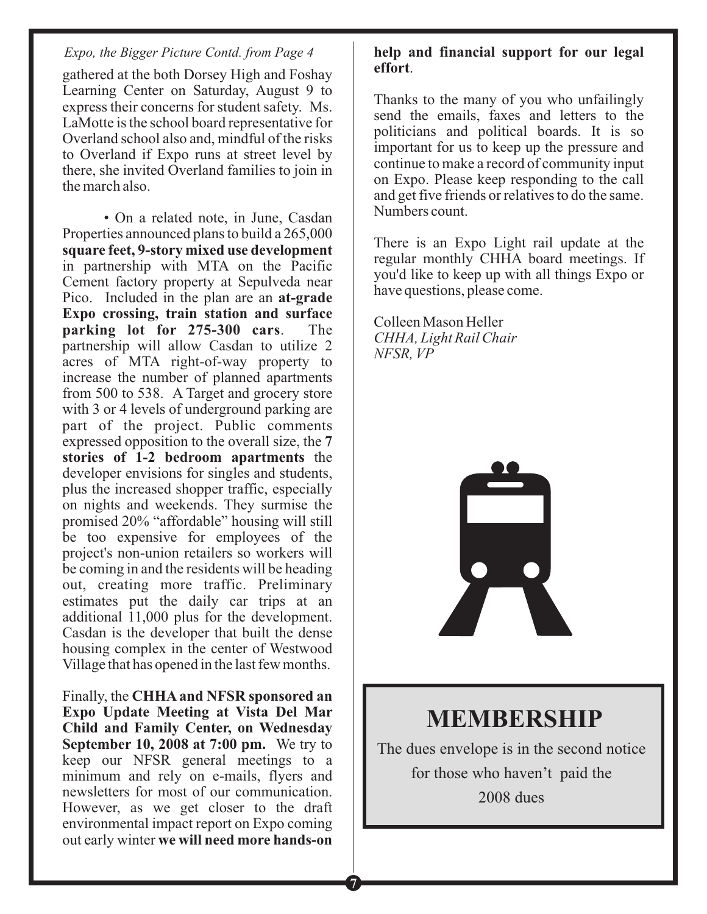*Expo, the Bigger Picture Contd. from Page 4*

gathered at the both Dorsey High and Foshay Learning Center on Saturday, August 9 to express their concerns for student safety. Ms. LaMotte is the school board representative for Overland school also and, mindful of the risks to Overland if Expo runs at street level by there, she invited Overland families to join in the march also.

• On a related note, in June, Casdan Properties announced plans to build a 265,000 **square feet, 9-story mixed use development** in partnership with MTA on the Pacific Cement factory property at Sepulveda near Pico. Included in the plan are an **at-grade Expo crossing, train station and surface parking lot for 275-300 cars**. The partnership will allow Casdan to utilize 2 acres of MTA right-of-way property to increase the number of planned apartments from 500 to 538. A Target and grocery store with 3 or 4 levels of underground parking are part of the project. Public comments expressed opposition to the overall size, the **7 stories of 1-2 bedroom apartments** the developer envisions for singles and students, plus the increased shopper traffic, especially on nights and weekends. They surmise the promised 20% "affordable" housing will still be too expensive for employees of the project's non-union retailers so workers will be coming in and the residents will be heading out, creating more traffic. Preliminary estimates put the daily car trips at an additional 11,000 plus for the development. Casdan is the developer that built the dense housing complex in the center of Westwood Village that has opened in the last few months.

Finally, the **CHHA and NFSR sponsored an Expo Update Meeting at Vista Del Mar Child and Family Center, on Wednesday September 10, 2008 at 7:00 pm.** We try to keep our NFSR general meetings to a minimum and rely on e-mails, flyers and newsletters for most of our communication. However, as we get closer to the draft environmental impact report on Expo coming out early winter **we will need more hands-on help and financial support for our legal effort**.

Thanks to the many of you who unfailingly send the emails, faxes and letters to the politicians and political boards. It is so important for us to keep up the pressure and continue to make a record of community input on Expo. Please keep responding to the call and get five friends or relatives to do the same. Numbers count.

There is an Expo Light rail update at the regular monthly CHHA board meetings. If you'd like to keep up with all things Expo or have questions, please come.

Colleen Mason Heller
*CHHA, Light Rail Chair*
*NFSR, VP*

## MEMBERSHIP

The dues envelope is in the second notice for those who haven't paid the 2008 dues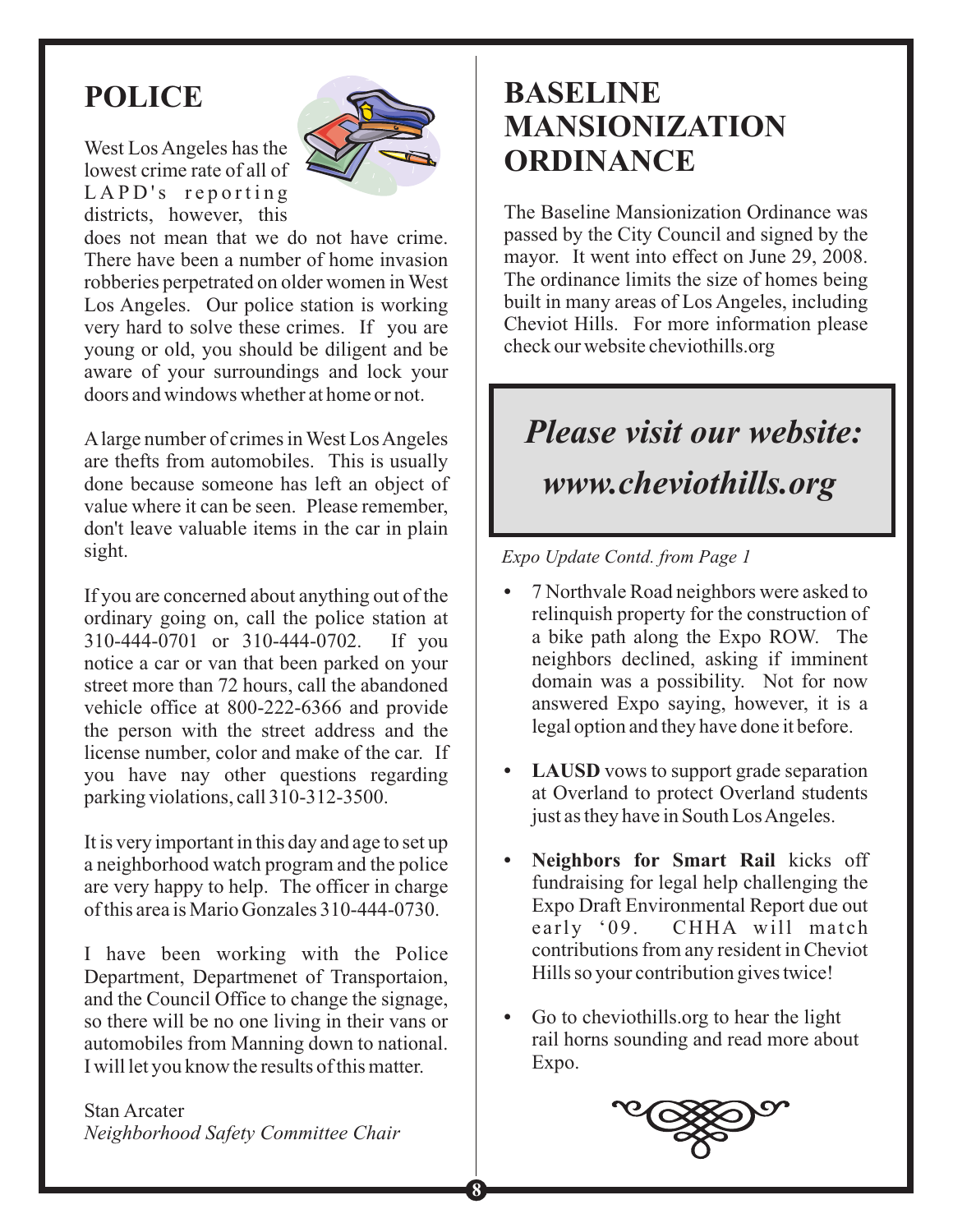## POLICE

West Los Angeles has the lowest crime rate of all of LAPD's reporting districts, however, this does not mean that we do not have crime. There have been a number of home invasion robberies perpetrated on older women in West Los Angeles. Our police station is working very hard to solve these crimes. If you are young or old, you should be diligent and be aware of your surroundings and lock your doors and windows whether at home or not.

A large number of crimes in West Los Angeles are thefts from automobiles. This is usually done because someone has left an object of value where it can be seen. Please remember, don't leave valuable items in the car in plain sight.

If you are concerned about anything out of the ordinary going on, call the police station at 310-444-0701 or 310-444-0702. If you notice a car or van that been parked on your street more than 72 hours, call the abandoned vehicle office at 800-222-6366 and provide the person with the street address and the license number, color and make of the car. If you have nay other questions regarding parking violations, call 310-312-3500.

It is very important in this day and age to set up a neighborhood watch program and the police are very happy to help. The officer in charge of this area is Mario Gonzales 310-444-0730.

I have been working with the Police Department, Departmenet of Transportaion, and the Council Office to change the signage, so there will be no one living in their vans or automobiles from Manning down to national. I will let you know the results of this matter.

Stan Arcater
*Neighborhood Safety Committee Chair*

## BASELINE MANSIONIZATION ORDINANCE

The Baseline Mansionization Ordinance was passed by the City Council and signed by the mayor. It went into effect on June 29, 2008. The ordinance limits the size of homes being built in many areas of Los Angeles, including Cheviot Hills. For more information please check our website cheviothills.org

***Please visit our website: www.cheviothills.org***

*Expo Update Contd. from Page 1*

- 7 Northvale Road neighbors were asked to relinquish property for the construction of a bike path along the Expo ROW. The neighbors declined, asking if imminent domain was a possibility. Not for now answered Expo saying, however, it is a legal option and they have done it before.
- **LAUSD** vows to support grade separation at Overland to protect Overland students just as they have in South Los Angeles.
- **Neighbors for Smart Rail** kicks off fundraising for legal help challenging the Expo Draft Environmental Report due out early '09. CHHA will match contributions from any resident in Cheviot Hills so your contribution gives twice!
- Go to cheviothills.org to hear the light rail horns sounding and read more about Expo.